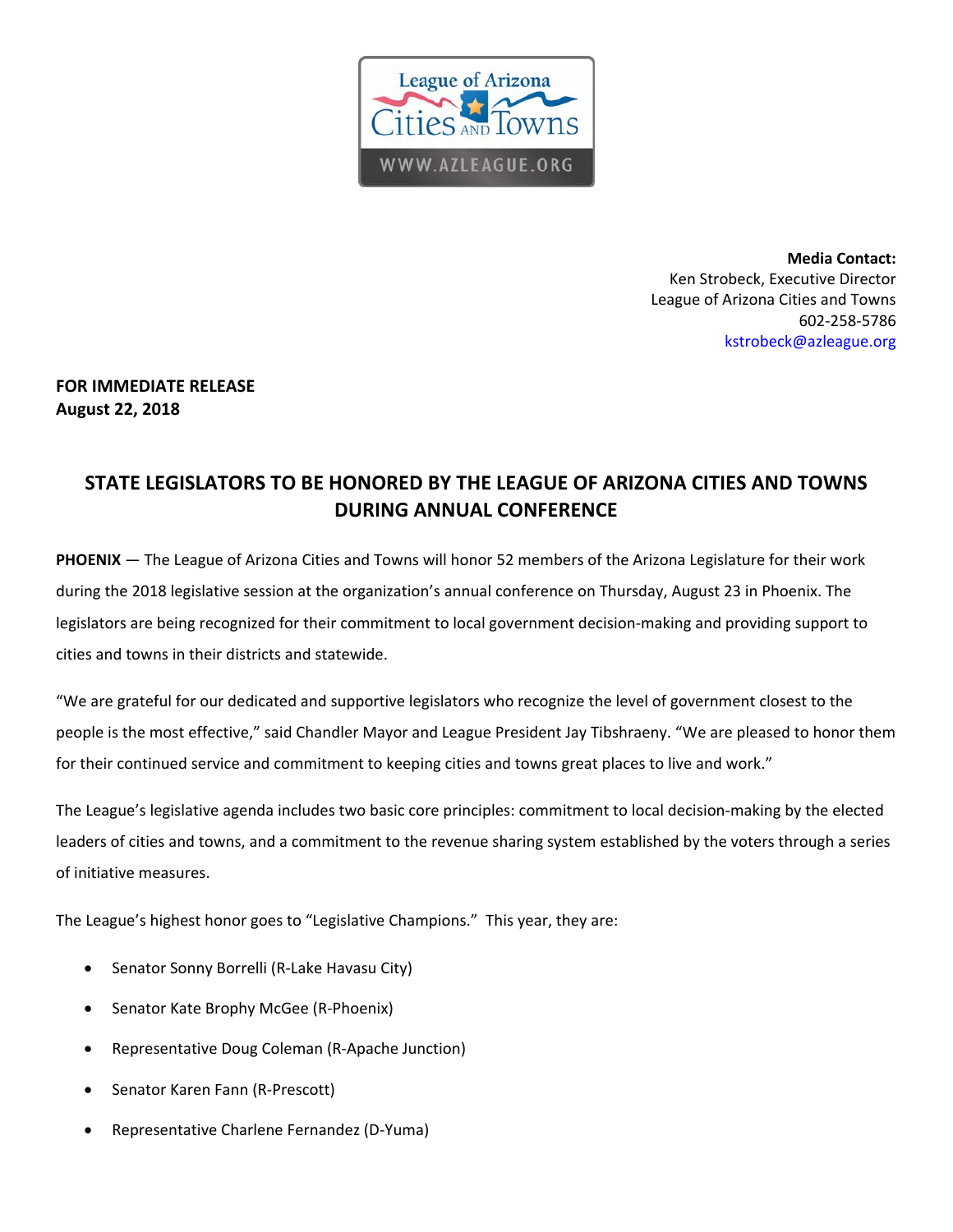League of Arizona Cities AND Towns
WWW.AZLEAGUE.ORG

**Media Contact:**
Ken Strobeck, Executive Director
League of Arizona Cities and Towns
602-258-5786
kstrobeck@azleague.org

**FOR IMMEDIATE RELEASE**
**August 22, 2018**

# STATE LEGISLATORS TO BE HONORED BY THE LEAGUE OF ARIZONA CITIES AND TOWNS DURING ANNUAL CONFERENCE

**PHOENIX** — The League of Arizona Cities and Towns will honor 52 members of the Arizona Legislature for their work during the 2018 legislative session at the organization's annual conference on Thursday, August 23 in Phoenix. The legislators are being recognized for their commitment to local government decision-making and providing support to cities and towns in their districts and statewide.

"We are grateful for our dedicated and supportive legislators who recognize the level of government closest to the people is the most effective," said Chandler Mayor and League President Jay Tibshraeny. "We are pleased to honor them for their continued service and commitment to keeping cities and towns great places to live and work."

The League's legislative agenda includes two basic core principles: commitment to local decision-making by the elected leaders of cities and towns, and a commitment to the revenue sharing system established by the voters through a series of initiative measures.

The League's highest honor goes to "Legislative Champions." This year, they are:

- Senator Sonny Borrelli (R-Lake Havasu City)
- Senator Kate Brophy McGee (R-Phoenix)
- Representative Doug Coleman (R-Apache Junction)
- Senator Karen Fann (R-Prescott)
- Representative Charlene Fernandez (D-Yuma)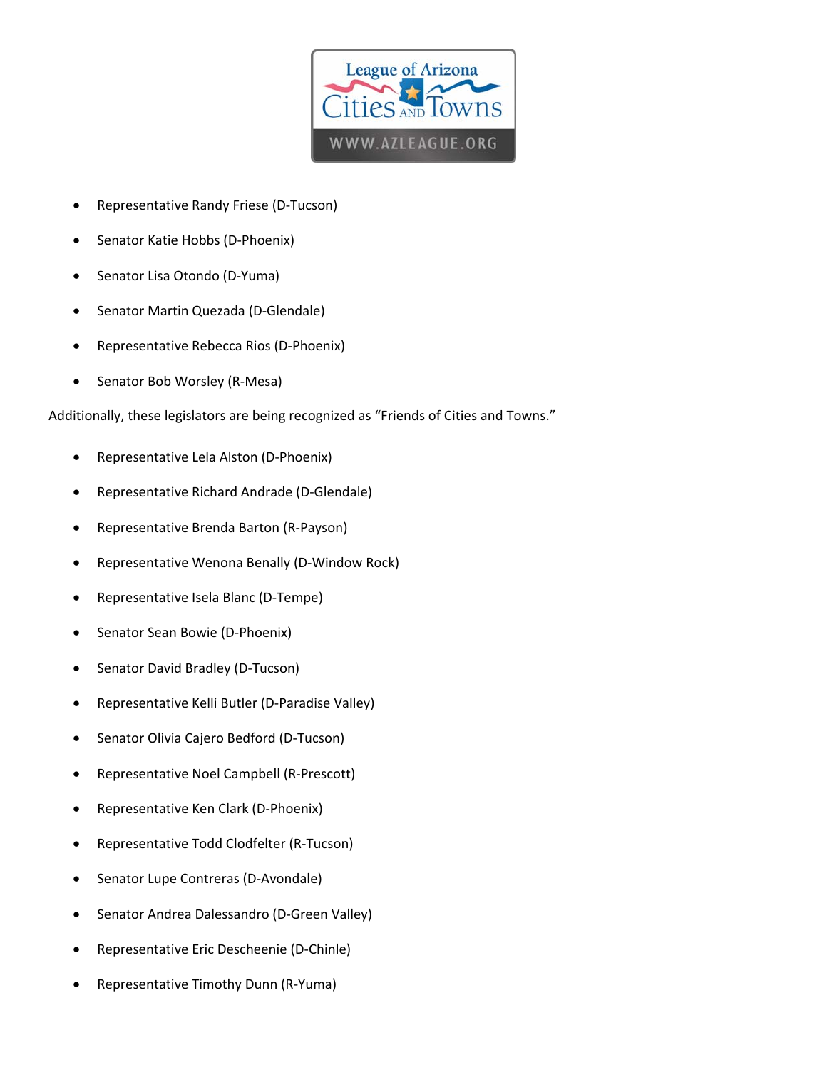- Representative Randy Friese (D-Tucson)
- Senator Katie Hobbs (D-Phoenix)
- Senator Lisa Otondo (D-Yuma)
- Senator Martin Quezada (D-Glendale)
- Representative Rebecca Rios (D-Phoenix)
- Senator Bob Worsley (R-Mesa)

Additionally, these legislators are being recognized as "Friends of Cities and Towns."

- Representative Lela Alston (D-Phoenix)
- Representative Richard Andrade (D-Glendale)
- Representative Brenda Barton (R-Payson)
- Representative Wenona Benally (D-Window Rock)
- Representative Isela Blanc (D-Tempe)
- Senator Sean Bowie (D-Phoenix)
- Senator David Bradley (D-Tucson)
- Representative Kelli Butler (D-Paradise Valley)
- Senator Olivia Cajero Bedford (D-Tucson)
- Representative Noel Campbell (R-Prescott)
- Representative Ken Clark (D-Phoenix)
- Representative Todd Clodfelter (R-Tucson)
- Senator Lupe Contreras (D-Avondale)
- Senator Andrea Dalessandro (D-Green Valley)
- Representative Eric Descheenie (D-Chinle)
- Representative Timothy Dunn (R-Yuma)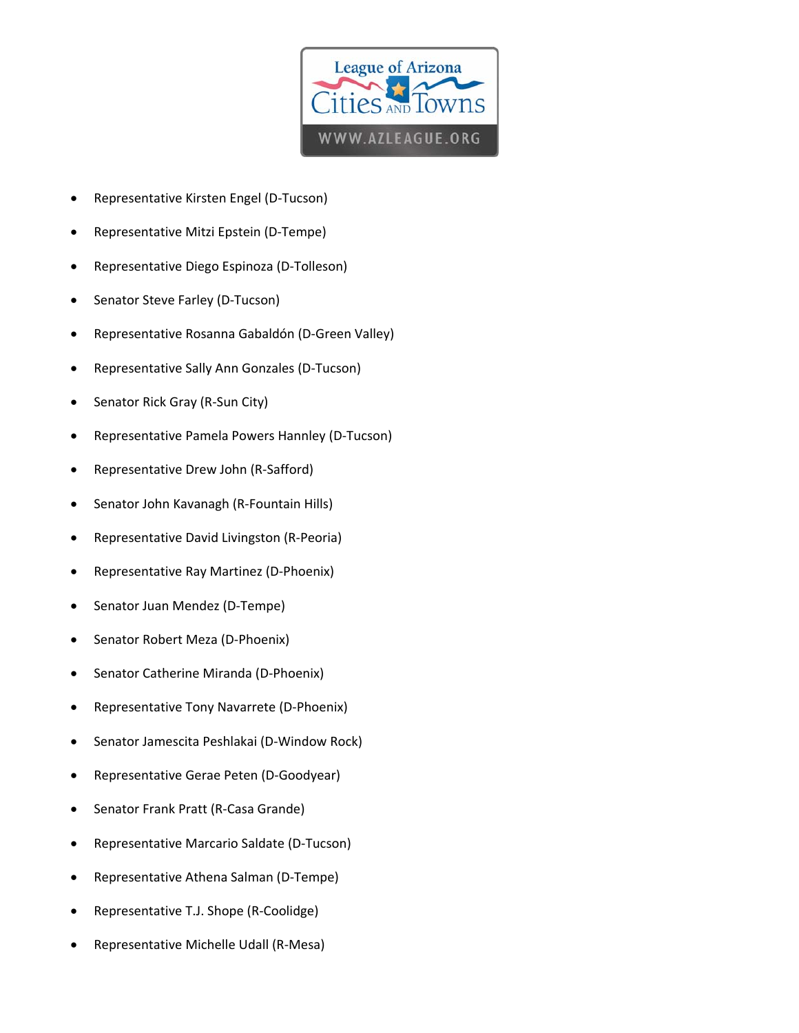- Representative Kirsten Engel (D-Tucson)
- Representative Mitzi Epstein (D-Tempe)
- Representative Diego Espinoza (D-Tolleson)
- Senator Steve Farley (D-Tucson)
- Representative Rosanna Gabaldón (D-Green Valley)
- Representative Sally Ann Gonzales (D-Tucson)
- Senator Rick Gray (R-Sun City)
- Representative Pamela Powers Hannley (D-Tucson)
- Representative Drew John (R-Safford)
- Senator John Kavanagh (R-Fountain Hills)
- Representative David Livingston (R-Peoria)
- Representative Ray Martinez (D-Phoenix)
- Senator Juan Mendez (D-Tempe)
- Senator Robert Meza (D-Phoenix)
- Senator Catherine Miranda (D-Phoenix)
- Representative Tony Navarrete (D-Phoenix)
- Senator Jamescita Peshlakai (D-Window Rock)
- Representative Gerae Peten (D-Goodyear)
- Senator Frank Pratt (R-Casa Grande)
- Representative Marcario Saldate (D-Tucson)
- Representative Athena Salman (D-Tempe)
- Representative T.J. Shope (R-Coolidge)
- Representative Michelle Udall (R-Mesa)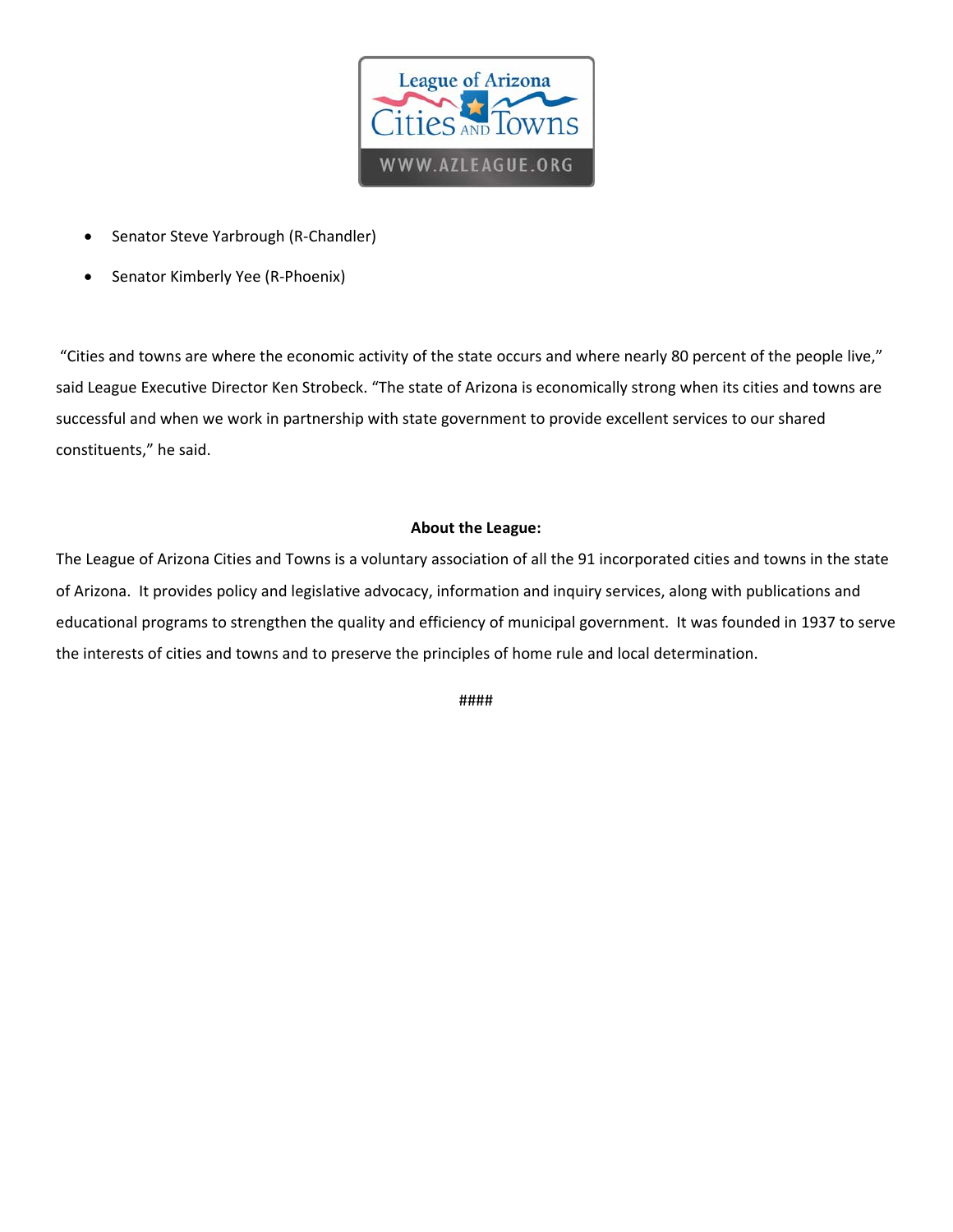- Senator Steve Yarbrough (R-Chandler)
- Senator Kimberly Yee (R-Phoenix)

"Cities and towns are where the economic activity of the state occurs and where nearly 80 percent of the people live," said League Executive Director Ken Strobeck. "The state of Arizona is economically strong when its cities and towns are successful and when we work in partnership with state government to provide excellent services to our shared constituents," he said.

**About the League:**

The League of Arizona Cities and Towns is a voluntary association of all the 91 incorporated cities and towns in the state of Arizona. It provides policy and legislative advocacy, information and inquiry services, along with publications and educational programs to strengthen the quality and efficiency of municipal government. It was founded in 1937 to serve the interests of cities and towns and to preserve the principles of home rule and local determination.

####